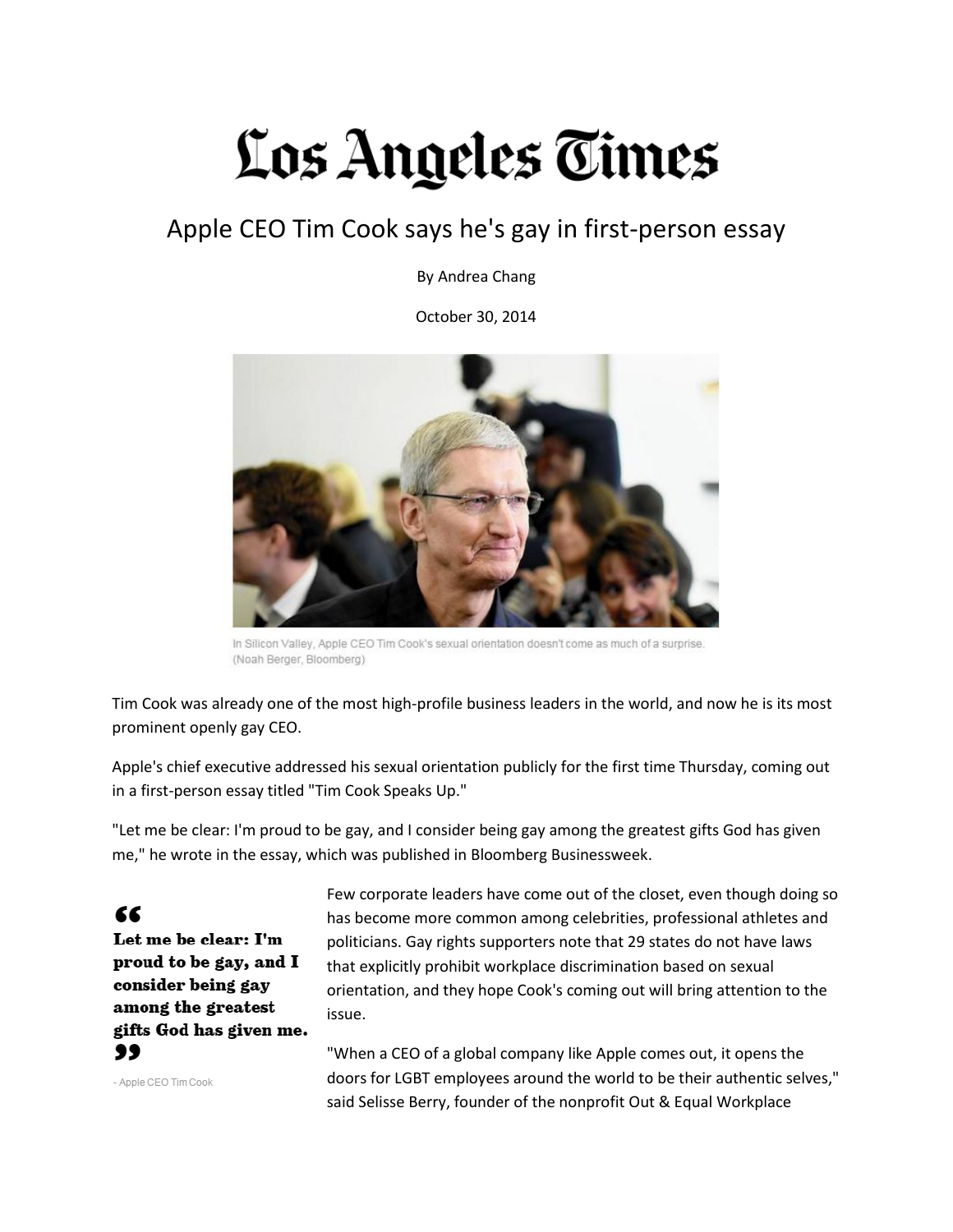# Los Angeles Times

## Apple CEO Tim Cook says he's gay in first-person essay

By Andrea Chang

October 30, 2014

In Silicon Valley, Apple CEO Tim Cook's sexual orientation doesn't come as much of a surprise. (Noah Berger, Bloomberg)

Tim Cook was already one of the most high-profile business leaders in the world, and now he is its most prominent openly gay CEO.

Apple's chief executive addressed his sexual orientation publicly for the first time Thursday, coming out in a first-person essay titled "Tim Cook Speaks Up."

"Let me be clear: I'm proud to be gay, and I consider being gay among the greatest gifts God has given me," he wrote in the essay, which was published in Bloomberg Businessweek.

> **"Let me be clear: I'm proud to be gay, and I consider being gay among the greatest gifts God has given me."**
>
> \- Apple CEO Tim Cook

Few corporate leaders have come out of the closet, even though doing so has become more common among celebrities, professional athletes and politicians. Gay rights supporters note that 29 states do not have laws that explicitly prohibit workplace discrimination based on sexual orientation, and they hope Cook's coming out will bring attention to the issue.

"When a CEO of a global company like Apple comes out, it opens the doors for LGBT employees around the world to be their authentic selves," said Selisse Berry, founder of the nonprofit Out & Equal Workplace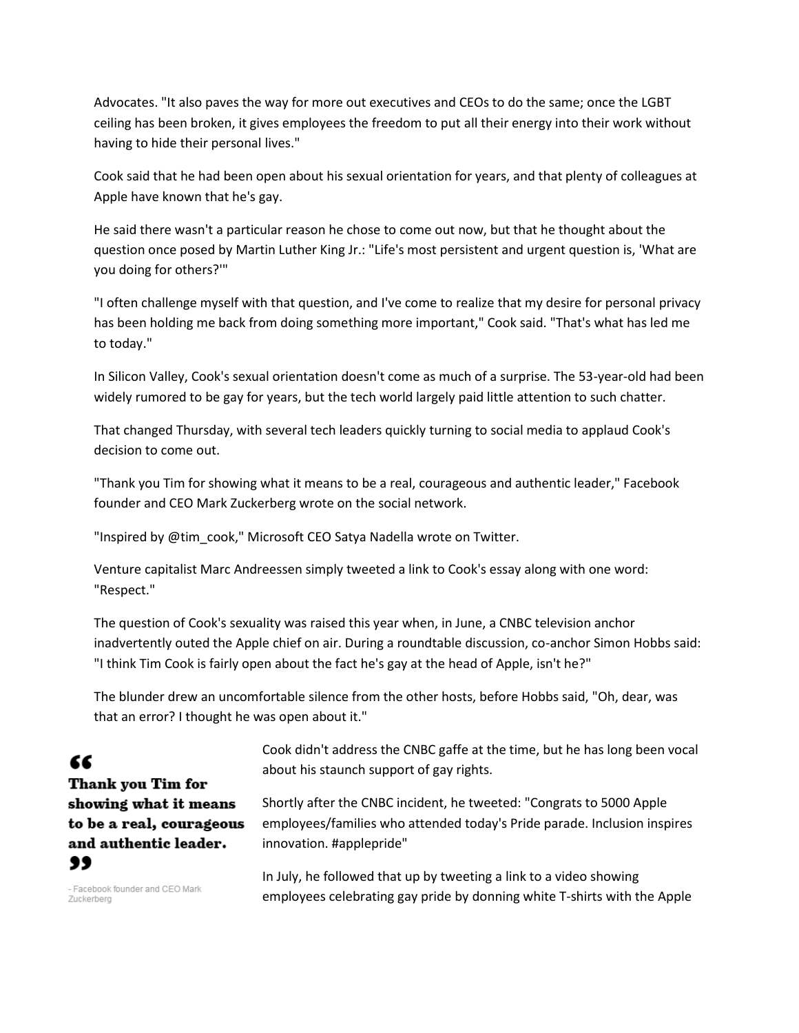Advocates. "It also paves the way for more out executives and CEOs to do the same; once the LGBT ceiling has been broken, it gives employees the freedom to put all their energy into their work without having to hide their personal lives."

Cook said that he had been open about his sexual orientation for years, and that plenty of colleagues at Apple have known that he's gay.

He said there wasn't a particular reason he chose to come out now, but that he thought about the question once posed by Martin Luther King Jr.: "Life's most persistent and urgent question is, 'What are you doing for others?'"

"I often challenge myself with that question, and I've come to realize that my desire for personal privacy has been holding me back from doing something more important," Cook said. "That's what has led me to today."

In Silicon Valley, Cook's sexual orientation doesn't come as much of a surprise. The 53-year-old had been widely rumored to be gay for years, but the tech world largely paid little attention to such chatter.

That changed Thursday, with several tech leaders quickly turning to social media to applaud Cook's decision to come out.

"Thank you Tim for showing what it means to be a real, courageous and authentic leader," Facebook founder and CEO Mark Zuckerberg wrote on the social network.

"Inspired by @tim_cook," Microsoft CEO Satya Nadella wrote on Twitter.

Venture capitalist Marc Andreessen simply tweeted a link to Cook's essay along with one word: "Respect."

The question of Cook's sexuality was raised this year when, in June, a CNBC television anchor inadvertently outed the Apple chief on air. During a roundtable discussion, co-anchor Simon Hobbs said: "I think Tim Cook is fairly open about the fact he's gay at the head of Apple, isn't he?"

The blunder drew an uncomfortable silence from the other hosts, before Hobbs said, "Oh, dear, was that an error? I thought he was open about it."

> **"Thank you Tim for showing what it means to be a real, courageous and authentic leader."**
>
> - Facebook founder and CEO Mark Zuckerberg

Cook didn't address the CNBC gaffe at the time, but he has long been vocal about his staunch support of gay rights.

Shortly after the CNBC incident, he tweeted: "Congrats to 5000 Apple employees/families who attended today's Pride parade. Inclusion inspires innovation. #applepride"

In July, he followed that up by tweeting a link to a video showing employees celebrating gay pride by donning white T-shirts with the Apple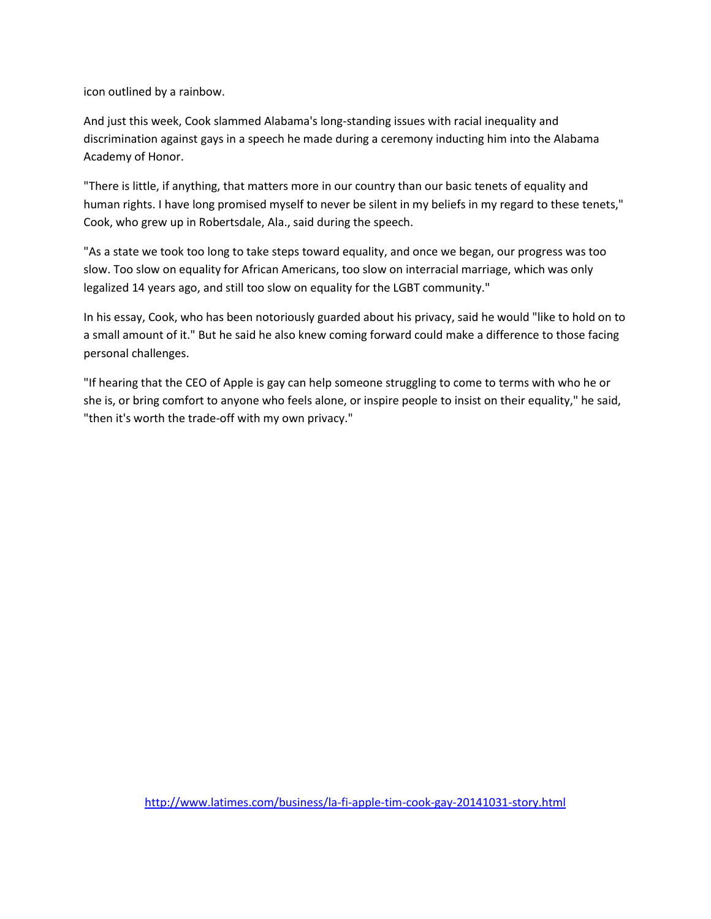icon outlined by a rainbow.

And just this week, Cook slammed Alabama's long-standing issues with racial inequality and discrimination against gays in a speech he made during a ceremony inducting him into the Alabama Academy of Honor.

"There is little, if anything, that matters more in our country than our basic tenets of equality and human rights. I have long promised myself to never be silent in my beliefs in my regard to these tenets," Cook, who grew up in Robertsdale, Ala., said during the speech.

"As a state we took too long to take steps toward equality, and once we began, our progress was too slow. Too slow on equality for African Americans, too slow on interracial marriage, which was only legalized 14 years ago, and still too slow on equality for the LGBT community."

In his essay, Cook, who has been notoriously guarded about his privacy, said he would "like to hold on to a small amount of it." But he said he also knew coming forward could make a difference to those facing personal challenges.

"If hearing that the CEO of Apple is gay can help someone struggling to come to terms with who he or she is, or bring comfort to anyone who feels alone, or inspire people to insist on their equality," he said, "then it's worth the trade-off with my own privacy."

http://www.latimes.com/business/la-fi-apple-tim-cook-gay-20141031-story.html